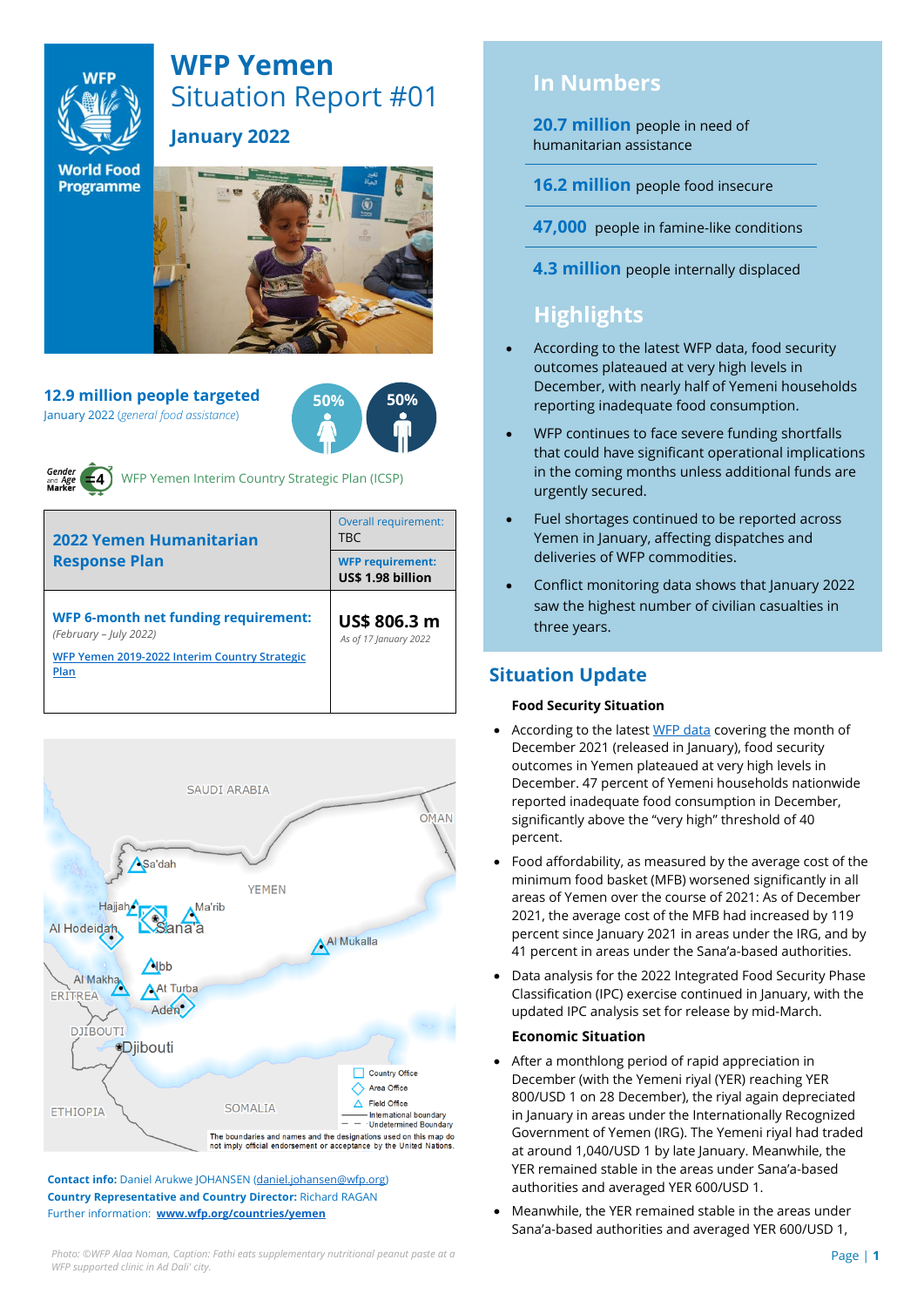# WFP Yemen
## Situation Report #01
### January 2022

**12.9 million people targeted**
January 2022 *(general food assistance)*

50% 50%

Gender and Age Marker =4 WFP Yemen Interim Country Strategic Plan (ICSP)

| **2022 Yemen Humanitarian Response Plan** | Overall requirement: TBC<br>**WFP requirement: US$ 1.98 billion** |
|---|---|
| **WFP 6-month net funding requirement:** *(February – July 2022)*<br>WFP Yemen 2019-2022 Interim Country Strategic Plan | **US$ 806.3 m**<br>*As of 17 January 2022* |

SAUDI ARABIA, OMAN, YEMEN, Sa'dah, Hajjah, Ma'rib, Al Hodeidah, Sana'a, Al Mukalla, Ibb, Al Makha, At Turba, Aden, ERITREA, DJIBOUTI, Djibouti, ETHIOPIA, SOMALIA

Country Office; Area Office; Field Office; International boundary; Undetermined Boundary

The boundaries and names and the designations used on this map do not imply official endorsement or acceptance by the United Nations.

**Contact info:** Daniel Arukwe JOHANSEN (daniel.johansen@wfp.org)
**Country Representative and Country Director:** Richard RAGAN
Further information: **www.wfp.org/countries/yemen**

*Photo: ©WFP Alaa Noman, Caption: Fathi eats supplementary nutritional peanut paste at a WFP supported clinic in Ad Dali' city.*

## In Numbers

**20.7 million** people in need of humanitarian assistance

**16.2 million** people food insecure

**47,000** people in famine-like conditions

**4.3 million** people internally displaced

## Highlights

- According to the latest WFP data, food security outcomes plateaued at very high levels in December, with nearly half of Yemeni households reporting inadequate food consumption.
- WFP continues to face severe funding shortfalls that could have significant operational implications in the coming months unless additional funds are urgently secured.
- Fuel shortages continued to be reported across Yemen in January, affecting dispatches and deliveries of WFP commodities.
- Conflict monitoring data shows that January 2022 saw the highest number of civilian casualties in three years.

## Situation Update

**Food Security Situation**

- According to the latest WFP data covering the month of December 2021 (released in January), food security outcomes in Yemen plateaued at very high levels in December. 47 percent of Yemeni households nationwide reported inadequate food consumption in December, significantly above the "very high" threshold of 40 percent.
- Food affordability, as measured by the average cost of the minimum food basket (MFB) worsened significantly in all areas of Yemen over the course of 2021: As of December 2021, the average cost of the MFB had increased by 119 percent since January 2021 in areas under the IRG, and by 41 percent in areas under the Sana'a-based authorities.
- Data analysis for the 2022 Integrated Food Security Phase Classification (IPC) exercise continued in January, with the updated IPC analysis set for release by mid-March.

**Economic Situation**

- After a monthlong period of rapid appreciation in December (with the Yemeni riyal (YER) reaching YER 800/USD 1 on 28 December), the riyal again depreciated in January in areas under the Internationally Recognized Government of Yemen (IRG). The Yemeni riyal had traded at around 1,040/USD 1 by late January. Meanwhile, the YER remained stable in the areas under Sana'a-based authorities and averaged YER 600/USD 1.
- Meanwhile, the YER remained stable in the areas under Sana'a-based authorities and averaged YER 600/USD 1,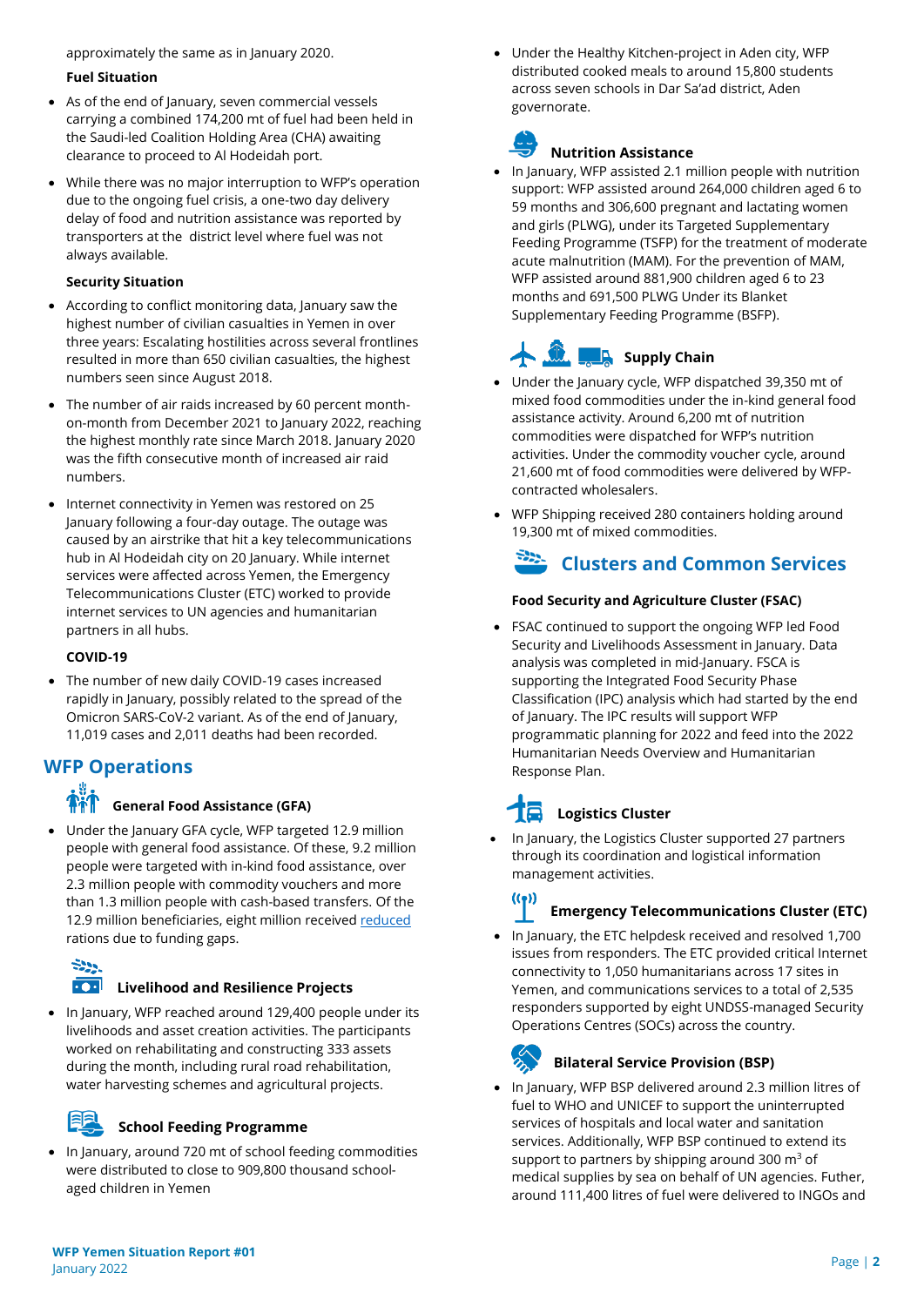approximately the same as in January 2020.

**Fuel Situation**

- As of the end of January, seven commercial vessels carrying a combined 174,200 mt of fuel had been held in the Saudi-led Coalition Holding Area (CHA) awaiting clearance to proceed to Al Hodeidah port.
- While there was no major interruption to WFP's operation due to the ongoing fuel crisis, a one-two day delivery delay of food and nutrition assistance was reported by transporters at the district level where fuel was not always available.

**Security Situation**

- According to conflict monitoring data, January saw the highest number of civilian casualties in Yemen in over three years: Escalating hostilities across several frontlines resulted in more than 650 civilian casualties, the highest numbers seen since August 2018.
- The number of air raids increased by 60 percent month-on-month from December 2021 to January 2022, reaching the highest monthly rate since March 2018. January 2020 was the fifth consecutive month of increased air raid numbers.
- Internet connectivity in Yemen was restored on 25 January following a four-day outage. The outage was caused by an airstrike that hit a key telecommunications hub in Al Hodeidah city on 20 January. While internet services were affected across Yemen, the Emergency Telecommunications Cluster (ETC) worked to provide internet services to UN agencies and humanitarian partners in all hubs.

**COVID-19**

- The number of new daily COVID-19 cases increased rapidly in January, possibly related to the spread of the Omicron SARS-CoV-2 variant. As of the end of January, 11,019 cases and 2,011 deaths had been recorded.

## WFP Operations

### General Food Assistance (GFA)

- Under the January GFA cycle, WFP targeted 12.9 million people with general food assistance. Of these, 9.2 million people were targeted with in-kind food assistance, over 2.3 million people with commodity vouchers and more than 1.3 million people with cash-based transfers. Of the 12.9 million beneficiaries, eight million received reduced rations due to funding gaps.

### Livelihood and Resilience Projects

- In January, WFP reached around 129,400 people under its livelihoods and asset creation activities. The participants worked on rehabilitating and constructing 333 assets during the month, including rural road rehabilitation, water harvesting schemes and agricultural projects.

### School Feeding Programme

- In January, around 720 mt of school feeding commodities were distributed to close to 909,800 thousand school-aged children in Yemen
- Under the Healthy Kitchen-project in Aden city, WFP distributed cooked meals to around 15,800 students across seven schools in Dar Sa'ad district, Aden governorate.

### Nutrition Assistance

- In January, WFP assisted 2.1 million people with nutrition support: WFP assisted around 264,000 children aged 6 to 59 months and 306,600 pregnant and lactating women and girls (PLWG), under its Targeted Supplementary Feeding Programme (TSFP) for the treatment of moderate acute malnutrition (MAM). For the prevention of MAM, WFP assisted around 881,900 children aged 6 to 23 months and 691,500 PLWG Under its Blanket Supplementary Feeding Programme (BSFP).

### Supply Chain

- Under the January cycle, WFP dispatched 39,350 mt of mixed food commodities under the in-kind general food assistance activity. Around 6,200 mt of nutrition commodities were dispatched for WFP's nutrition activities. Under the commodity voucher cycle, around 21,600 mt of food commodities were delivered by WFP-contracted wholesalers.
- WFP Shipping received 280 containers holding around 19,300 mt of mixed commodities.

## Clusters and Common Services

**Food Security and Agriculture Cluster (FSAC)**

- FSAC continued to support the ongoing WFP led Food Security and Livelihoods Assessment in January. Data analysis was completed in mid-January. FSCA is supporting the Integrated Food Security Phase Classification (IPC) analysis which had started by the end of January. The IPC results will support WFP programmatic planning for 2022 and feed into the 2022 Humanitarian Needs Overview and Humanitarian Response Plan.

### Logistics Cluster

- In January, the Logistics Cluster supported 27 partners through its coordination and logistical information management activities.

### Emergency Telecommunications Cluster (ETC)

- In January, the ETC helpdesk received and resolved 1,700 issues from responders. The ETC provided critical Internet connectivity to 1,050 humanitarians across 17 sites in Yemen, and communications services to a total of 2,535 responders supported by eight UNDSS-managed Security Operations Centres (SOCs) across the country.

### Bilateral Service Provision (BSP)

- In January, WFP BSP delivered around 2.3 million litres of fuel to WHO and UNICEF to support the uninterrupted services of hospitals and local water and sanitation services. Additionally, WFP BSP continued to extend its support to partners by shipping around 300 $m^3$ of medical supplies by sea on behalf of UN agencies. Futher, around 111,400 litres of fuel were delivered to INGOs and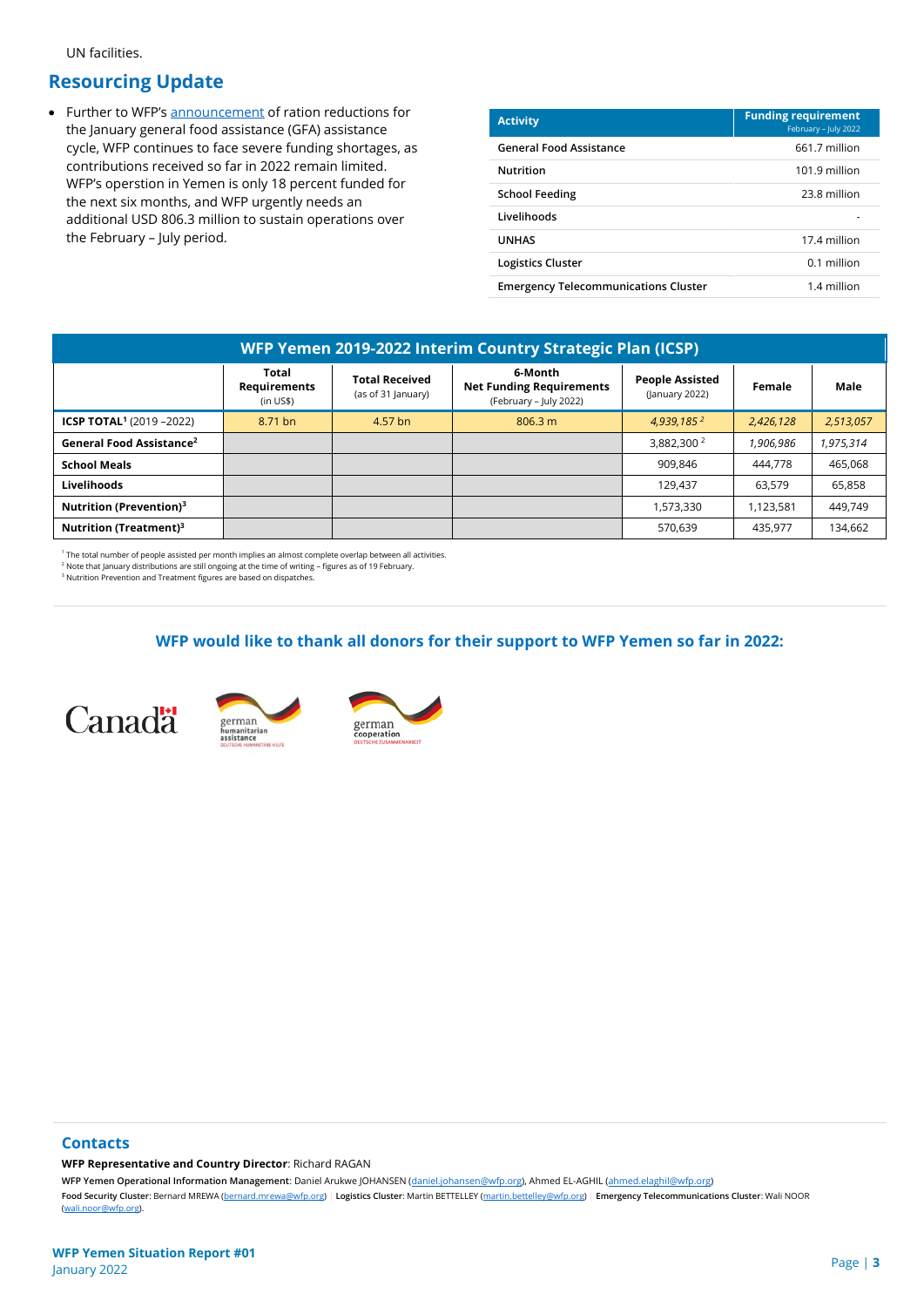UN facilities.

## Resourcing Update

- Further to WFP's announcement of ration reductions for the January general food assistance (GFA) assistance cycle, WFP continues to face severe funding shortages, as contributions received so far in 2022 remain limited. WFP's operstion in Yemen is only 18 percent funded for the next six months, and WFP urgently needs an additional USD 806.3 million to sustain operations over the February – July period.

| Activity | Funding requirement February – July 2022 |
|---|---|
| General Food Assistance | 661.7 million |
| Nutrition | 101.9 million |
| School Feeding | 23.8 million |
| Livelihoods | - |
| UNHAS | 17.4 million |
| Logistics Cluster | 0.1 million |
| Emergency Telecommunications Cluster | 1.4 million |

**WFP Yemen 2019-2022 Interim Country Strategic Plan (ICSP)**

| | Total Requirements (in US$) | Total Received (as of 31 January) | 6-Month Net Funding Requirements (February – July 2022) | People Assisted (January 2022) | Female | Male |
|---|---|---|---|---|---|---|
| **ICSP TOTAL[1]** (2019 –2022) | 8.71 bn | 4.57 bn | 806.3 m | *4,939,185* [2] | *2,426,128* | *2,513,057* |
| **General Food Assistance[2]** | | | | 3,882,300 [2] | *1,906,986* | *1,975,314* |
| **School Meals** | | | | 909,846 | 444,778 | 465,068 |
| **Livelihoods** | | | | 129,437 | 63,579 | 65,858 |
| **Nutrition (Prevention)[3]** | | | | 1,573,330 | 1,123,581 | 449,749 |
| **Nutrition (Treatment)[3]** | | | | 570,639 | 435,977 | 134,662 |

[1] The total number of people assisted per month implies an almost complete overlap between all activities.
[2] Note that January distributions are still ongoing at the time of writing – figures as of 19 February.
[3] Nutrition Prevention and Treatment figures are based on dispatches.

### WFP would like to thank all donors for their support to WFP Yemen so far in 2022:

Canada

german humanitarian assistance
DEUTSCHE HUMANITÄRE HILFE

german cooperation
DEUTSCHE ZUSAMMENARBEIT

## Contacts

**WFP Representative and Country Director**: Richard RAGAN

**WFP Yemen Operational Information Management**: Daniel Arukwe JOHANSEN (daniel.johansen@wfp.org), Ahmed EL-AGHIL (ahmed.elaghil@wfp.org)

**Food Security Cluster**: Bernard MREWA (bernard.mrewa@wfp.org) | **Logistics Cluster**: Martin BETTELLEY (martin.bettelley@wfp.org) | **Emergency Telecommunications Cluster**: Wali NOOR (wali.noor@wfp.org).